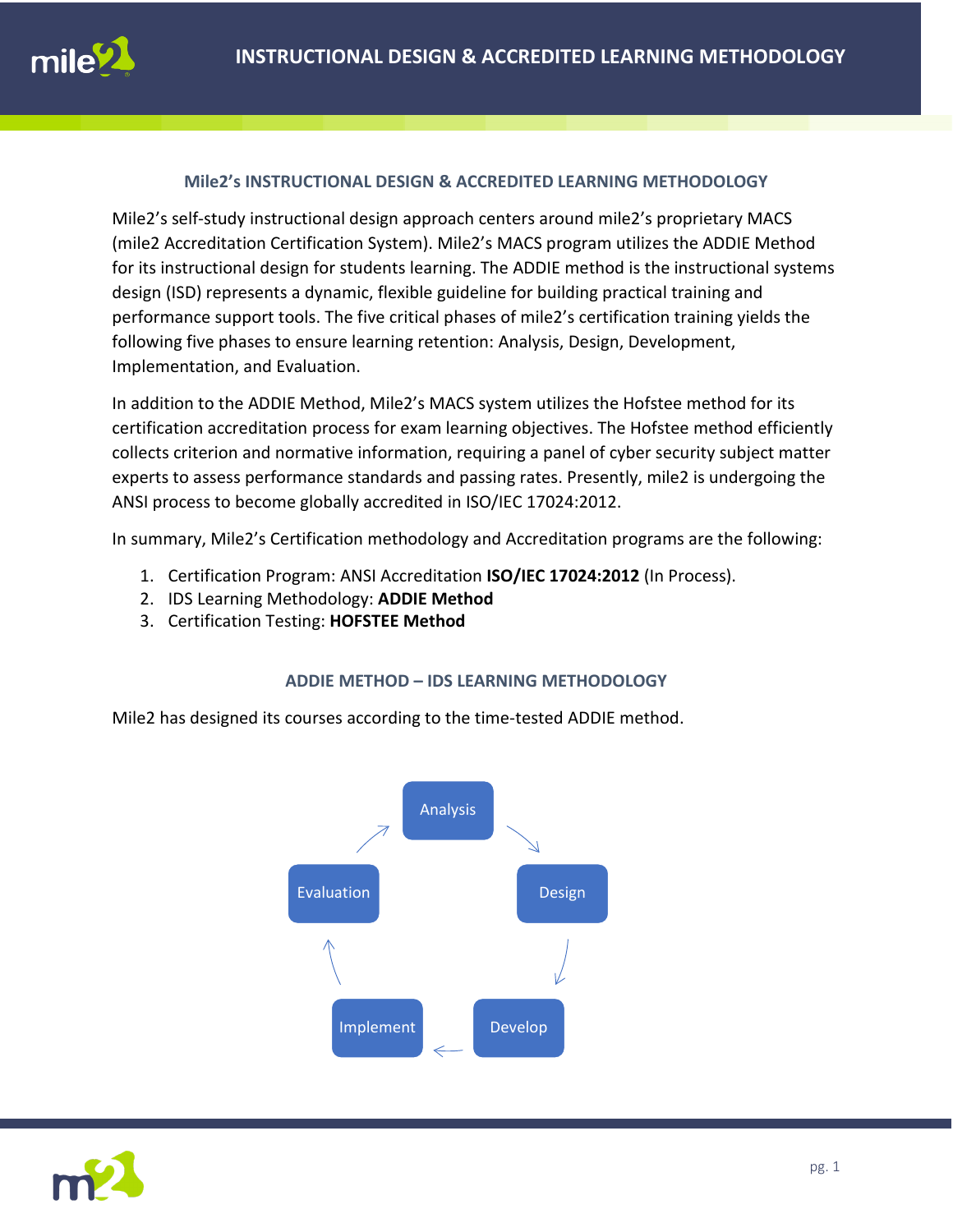# INSTRUCTIONAL DESIGN & ACCREDITED LEARNING METHODOLOGY

## Mile2's INSTRUCTIONAL DESIGN & ACCREDITED LEARNING METHODOLOGY

Mile2's self-study instructional design approach centers around mile2's proprietary MACS (mile2 Accreditation Certification System). Mile2's MACS program utilizes the ADDIE Method for its instructional design for students learning. The ADDIE method is the instructional systems design (ISD) represents a dynamic, flexible guideline for building practical training and performance support tools. The five critical phases of mile2's certification training yields the following five phases to ensure learning retention: Analysis, Design, Development, Implementation, and Evaluation.

In addition to the ADDIE Method, Mile2's MACS system utilizes the Hofstee method for its certification accreditation process for exam learning objectives. The Hofstee method efficiently collects criterion and normative information, requiring a panel of cyber security subject matter experts to assess performance standards and passing rates. Presently, mile2 is undergoing the ANSI process to become globally accredited in ISO/IEC 17024:2012.

In summary, Mile2's Certification methodology and Accreditation programs are the following:

1. Certification Program: ANSI Accreditation **ISO/IEC 17024:2012** (In Process).
2. IDS Learning Methodology: **ADDIE Method**
3. Certification Testing: **HOFSTEE Method**

## ADDIE METHOD – IDS LEARNING METHODOLOGY

Mile2 has designed its courses according to the time-tested ADDIE method.

Analysis → Design → Develop → Implement → Evaluation → Analysis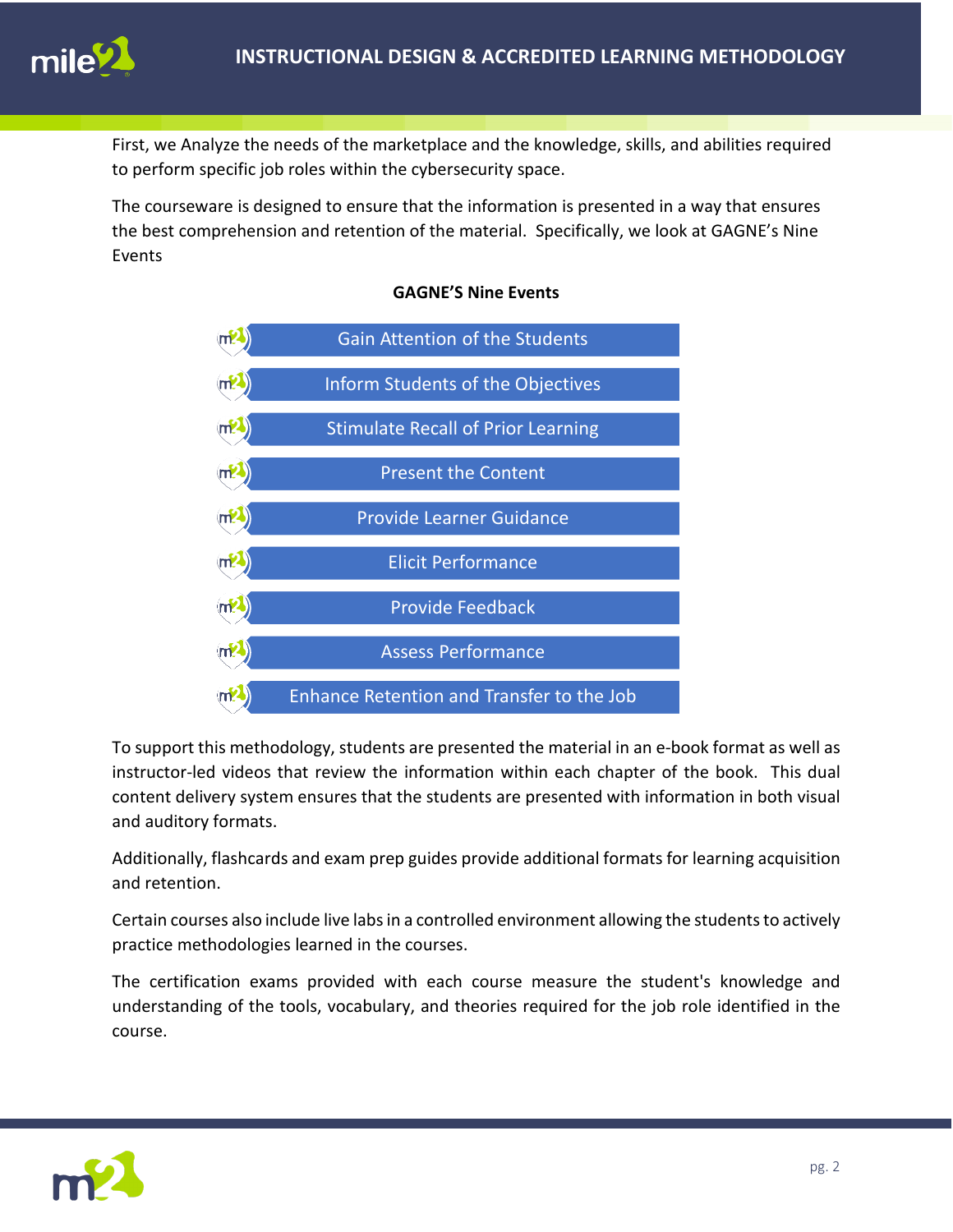First, we Analyze the needs of the marketplace and the knowledge, skills, and abilities required to perform specific job roles within the cybersecurity space.

The courseware is designed to ensure that the information is presented in a way that ensures the best comprehension and retention of the material. Specifically, we look at GAGNE's Nine Events

**GAGNE'S Nine Events**

- Gain Attention of the Students
- Inform Students of the Objectives
- Stimulate Recall of Prior Learning
- Present the Content
- Provide Learner Guidance
- Elicit Performance
- Provide Feedback
- Assess Performance
- Enhance Retention and Transfer to the Job

To support this methodology, students are presented the material in an e-book format as well as instructor-led videos that review the information within each chapter of the book. This dual content delivery system ensures that the students are presented with information in both visual and auditory formats.

Additionally, flashcards and exam prep guides provide additional formats for learning acquisition and retention.

Certain courses also include live labs in a controlled environment allowing the students to actively practice methodologies learned in the courses.

The certification exams provided with each course measure the student's knowledge and understanding of the tools, vocabulary, and theories required for the job role identified in the course.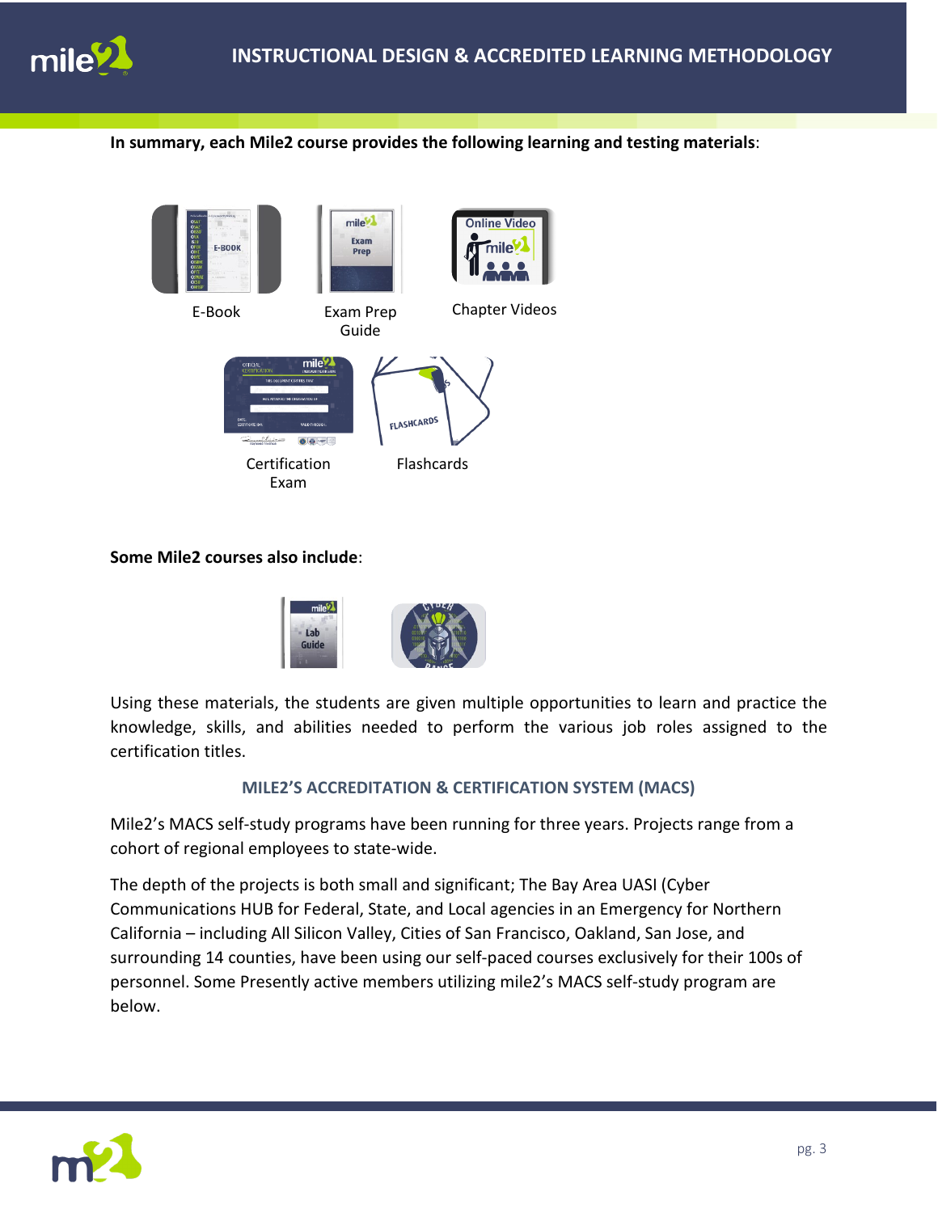**In summary, each Mile2 course provides the following learning and testing materials**:

E-Book

Exam Prep Guide

Chapter Videos

Certification Exam

Flashcards

**Some Mile2 courses also include**:

Using these materials, the students are given multiple opportunities to learn and practice the knowledge, skills, and abilities needed to perform the various job roles assigned to the certification titles.

## MILE2'S ACCREDITATION & CERTIFICATION SYSTEM (MACS)

Mile2's MACS self-study programs have been running for three years. Projects range from a cohort of regional employees to state-wide.

The depth of the projects is both small and significant; The Bay Area UASI (Cyber Communications HUB for Federal, State, and Local agencies in an Emergency for Northern California – including All Silicon Valley, Cities of San Francisco, Oakland, San Jose, and surrounding 14 counties, have been using our self-paced courses exclusively for their 100s of personnel. Some Presently active members utilizing mile2's MACS self-study program are below.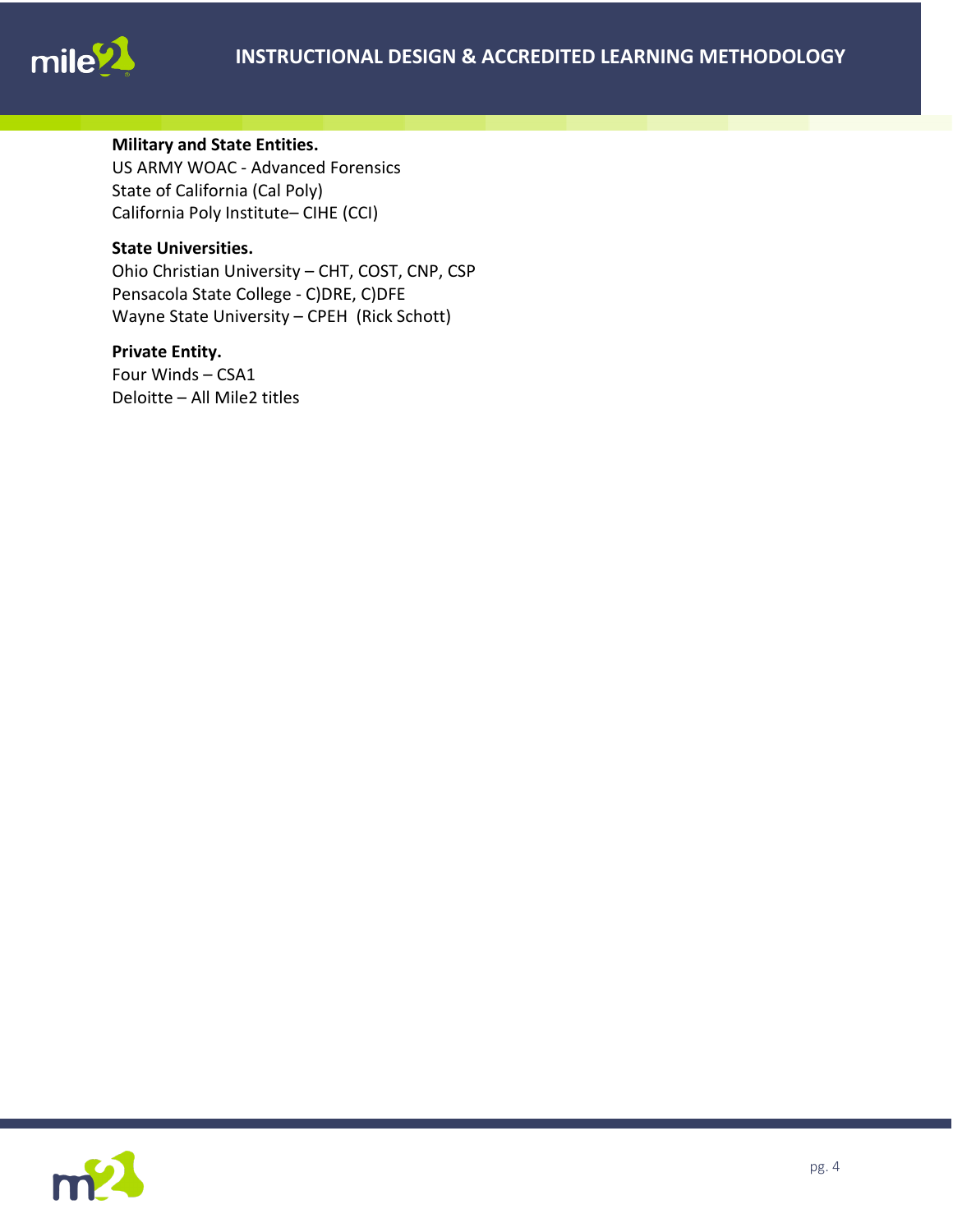**Military and State Entities.**
US ARMY WOAC - Advanced Forensics
State of California (Cal Poly)
California Poly Institute– CIHE (CCI)

**State Universities.**
Ohio Christian University – CHT, COST, CNP, CSP
Pensacola State College - C)DRE, C)DFE
Wayne State University – CPEH (Rick Schott)

**Private Entity.**
Four Winds – CSA1
Deloitte – All Mile2 titles